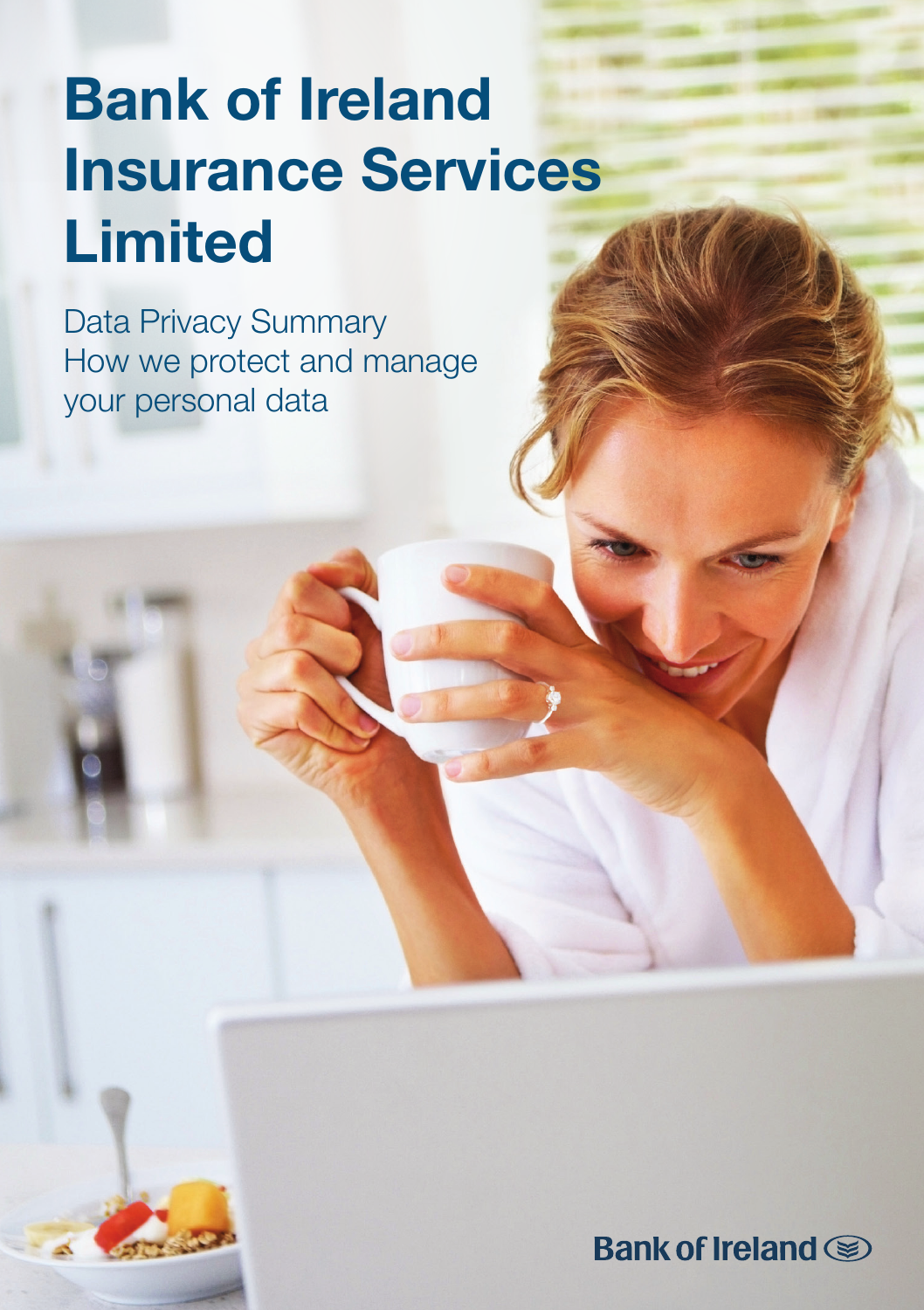# Bank of Ireland Insurance Services Limited

Data Privacy Summary
How we protect and manage your personal data

Bank of Ireland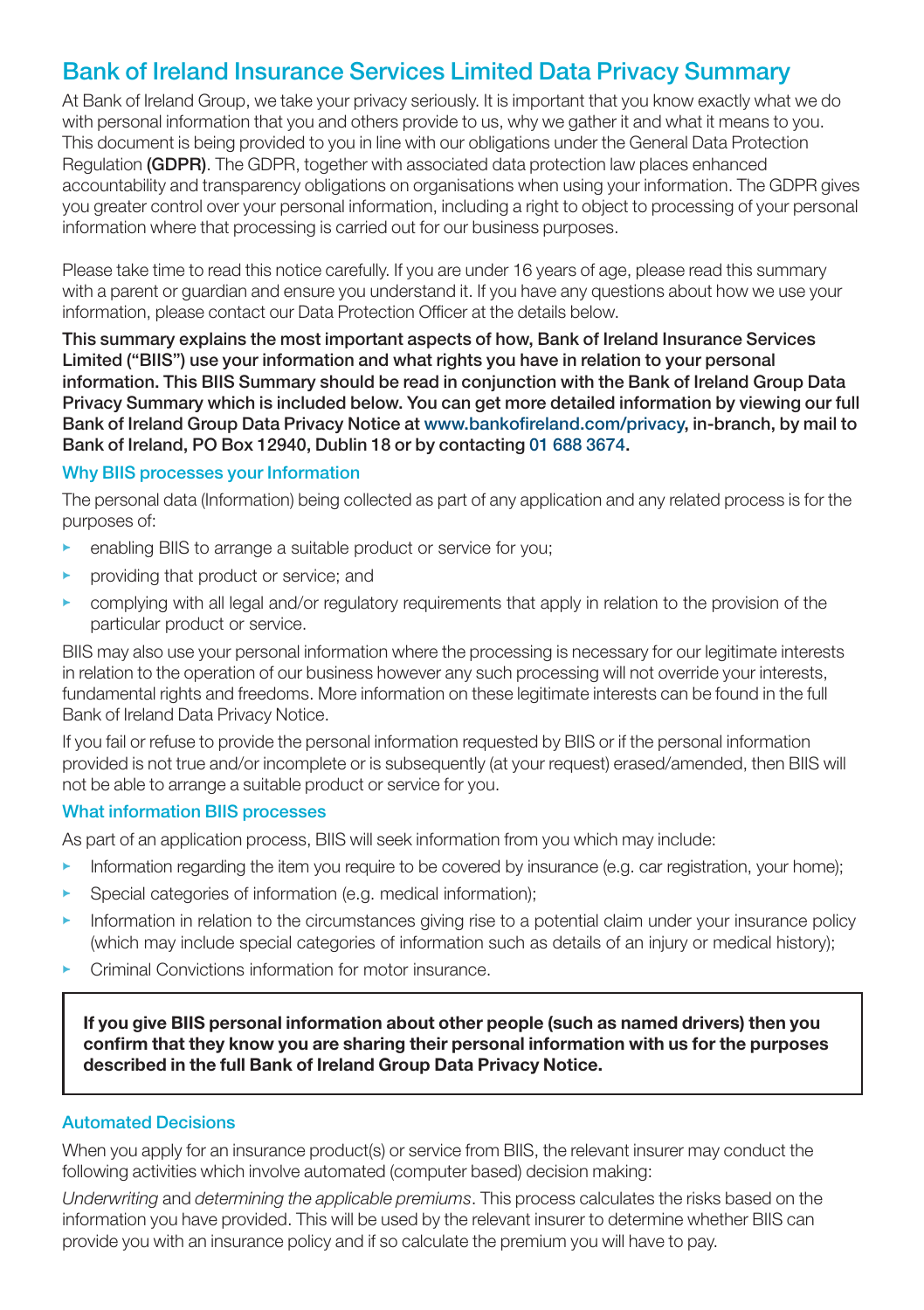# Bank of Ireland Insurance Services Limited Data Privacy Summary

At Bank of Ireland Group, we take your privacy seriously. It is important that you know exactly what we do with personal information that you and others provide to us, why we gather it and what it means to you. This document is being provided to you in line with our obligations under the General Data Protection Regulation **(GDPR)**. The GDPR, together with associated data protection law places enhanced accountability and transparency obligations on organisations when using your information. The GDPR gives you greater control over your personal information, including a right to object to processing of your personal information where that processing is carried out for our business purposes.

Please take time to read this notice carefully. If you are under 16 years of age, please read this summary with a parent or guardian and ensure you understand it. If you have any questions about how we use your information, please contact our Data Protection Officer at the details below.

**This summary explains the most important aspects of how, Bank of Ireland Insurance Services Limited ("BIIS") use your information and what rights you have in relation to your personal information. This BIIS Summary should be read in conjunction with the Bank of Ireland Group Data Privacy Summary which is included below. You can get more detailed information by viewing our full Bank of Ireland Group Data Privacy Notice at www.bankofireland.com/privacy, in-branch, by mail to Bank of Ireland, PO Box 12940, Dublin 18 or by contacting 01 688 3674.**

## Why BIIS processes your Information

The personal data (Information) being collected as part of any application and any related process is for the purposes of:

- enabling BIIS to arrange a suitable product or service for you;
- providing that product or service; and
- complying with all legal and/or regulatory requirements that apply in relation to the provision of the particular product or service.

BIIS may also use your personal information where the processing is necessary for our legitimate interests in relation to the operation of our business however any such processing will not override your interests, fundamental rights and freedoms. More information on these legitimate interests can be found in the full Bank of Ireland Data Privacy Notice.

If you fail or refuse to provide the personal information requested by BIIS or if the personal information provided is not true and/or incomplete or is subsequently (at your request) erased/amended, then BIIS will not be able to arrange a suitable product or service for you.

## What information BIIS processes

As part of an application process, BIIS will seek information from you which may include:

- Information regarding the item you require to be covered by insurance (e.g. car registration, your home);
- Special categories of information (e.g. medical information);
- Information in relation to the circumstances giving rise to a potential claim under your insurance policy (which may include special categories of information such as details of an injury or medical history);
- Criminal Convictions information for motor insurance.

**If you give BIIS personal information about other people (such as named drivers) then you confirm that they know you are sharing their personal information with us for the purposes described in the full Bank of Ireland Group Data Privacy Notice.**

## Automated Decisions

When you apply for an insurance product(s) or service from BIIS, the relevant insurer may conduct the following activities which involve automated (computer based) decision making:

*Underwriting* and *determining the applicable premiums*. This process calculates the risks based on the information you have provided. This will be used by the relevant insurer to determine whether BIIS can provide you with an insurance policy and if so calculate the premium you will have to pay.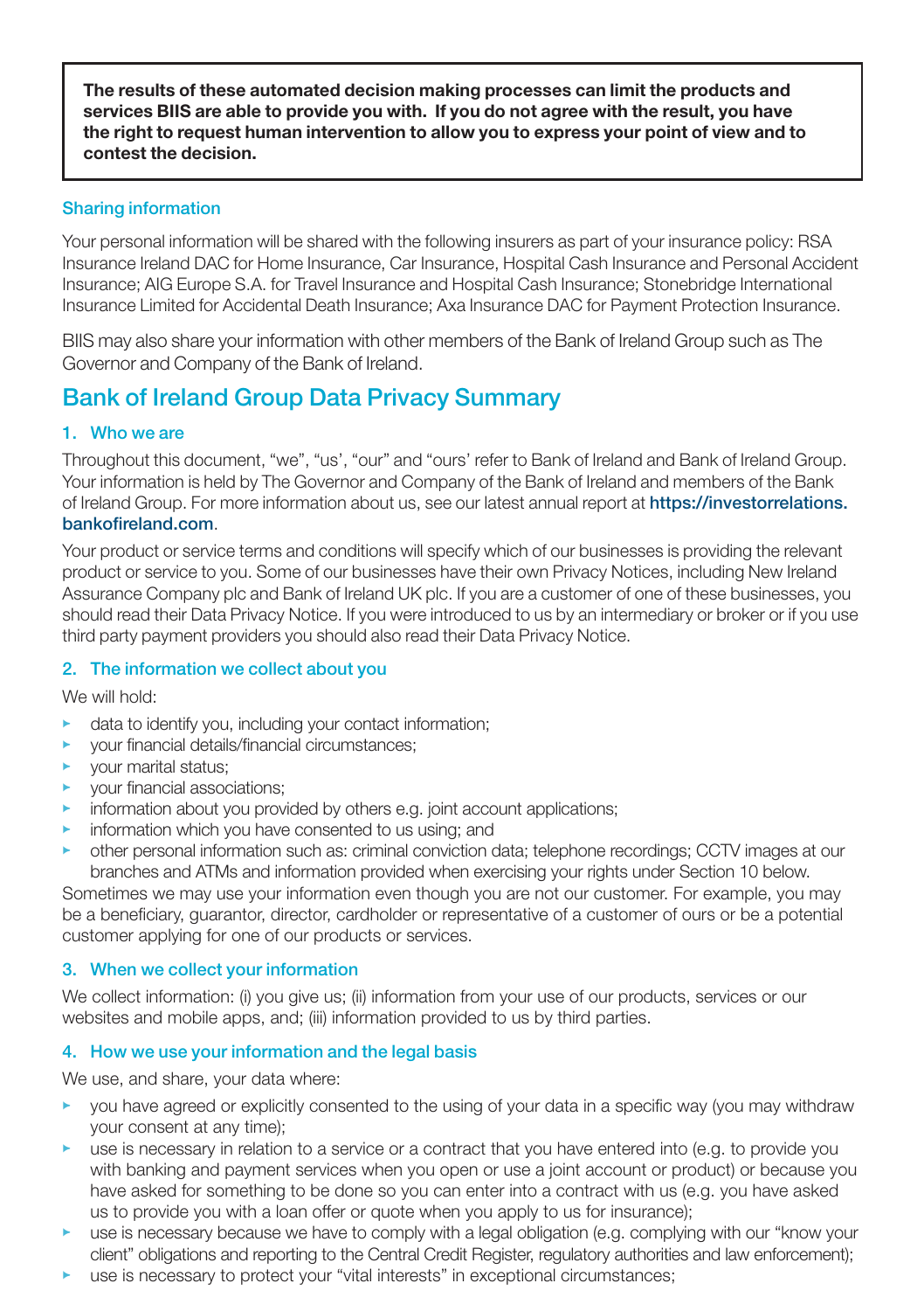**The results of these automated decision making processes can limit the products and services BIIS are able to provide you with. If you do not agree with the result, you have the right to request human intervention to allow you to express your point of view and to contest the decision.**

### Sharing information

Your personal information will be shared with the following insurers as part of your insurance policy: RSA Insurance Ireland DAC for Home Insurance, Car Insurance, Hospital Cash Insurance and Personal Accident Insurance; AIG Europe S.A. for Travel Insurance and Hospital Cash Insurance; Stonebridge International Insurance Limited for Accidental Death Insurance; Axa Insurance DAC for Payment Protection Insurance.

BIIS may also share your information with other members of the Bank of Ireland Group such as The Governor and Company of the Bank of Ireland.

## Bank of Ireland Group Data Privacy Summary

### 1. Who we are

Throughout this document, "we", "us', "our" and "ours' refer to Bank of Ireland and Bank of Ireland Group. Your information is held by The Governor and Company of the Bank of Ireland and members of the Bank of Ireland Group. For more information about us, see our latest annual report at **https://investorrelations.bankofireland.com**.

Your product or service terms and conditions will specify which of our businesses is providing the relevant product or service to you. Some of our businesses have their own Privacy Notices, including New Ireland Assurance Company plc and Bank of Ireland UK plc. If you are a customer of one of these businesses, you should read their Data Privacy Notice. If you were introduced to us by an intermediary or broker or if you use third party payment providers you should also read their Data Privacy Notice.

### 2. The information we collect about you

We will hold:

- data to identify you, including your contact information;
- your financial details/financial circumstances;
- your marital status;
- your financial associations;
- information about you provided by others e.g. joint account applications;
- information which you have consented to us using; and
- other personal information such as: criminal conviction data; telephone recordings; CCTV images at our branches and ATMs and information provided when exercising your rights under Section 10 below.

Sometimes we may use your information even though you are not our customer. For example, you may be a beneficiary, guarantor, director, cardholder or representative of a customer of ours or be a potential customer applying for one of our products or services.

### 3. When we collect your information

We collect information: (i) you give us; (ii) information from your use of our products, services or our websites and mobile apps, and; (iii) information provided to us by third parties.

### 4. How we use your information and the legal basis

We use, and share, your data where:

- you have agreed or explicitly consented to the using of your data in a specific way (you may withdraw your consent at any time);
- use is necessary in relation to a service or a contract that you have entered into (e.g. to provide you with banking and payment services when you open or use a joint account or product) or because you have asked for something to be done so you can enter into a contract with us (e.g. you have asked us to provide you with a loan offer or quote when you apply to us for insurance);
- use is necessary because we have to comply with a legal obligation (e.g. complying with our "know your client" obligations and reporting to the Central Credit Register, regulatory authorities and law enforcement);
- use is necessary to protect your "vital interests" in exceptional circumstances;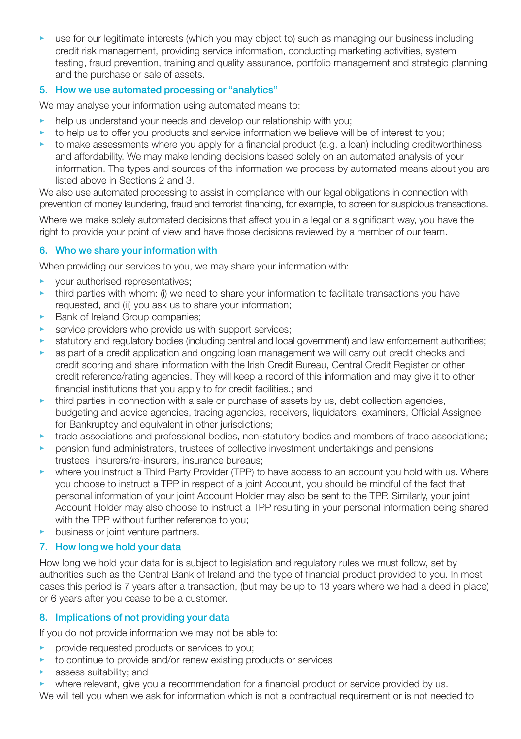- use for our legitimate interests (which you may object to) such as managing our business including credit risk management, providing service information, conducting marketing activities, system testing, fraud prevention, training and quality assurance, portfolio management and strategic planning and the purchase or sale of assets.

## 5. How we use automated processing or "analytics"

We may analyse your information using automated means to:

- help us understand your needs and develop our relationship with you;
- to help us to offer you products and service information we believe will be of interest to you;
- to make assessments where you apply for a financial product (e.g. a loan) including creditworthiness and affordability. We may make lending decisions based solely on an automated analysis of your information. The types and sources of the information we process by automated means about you are listed above in Sections 2 and 3.

We also use automated processing to assist in compliance with our legal obligations in connection with prevention of money laundering, fraud and terrorist financing, for example, to screen for suspicious transactions.

Where we make solely automated decisions that affect you in a legal or a significant way, you have the right to provide your point of view and have those decisions reviewed by a member of our team.

## 6. Who we share your information with

When providing our services to you, we may share your information with:

- your authorised representatives;
- third parties with whom: (i) we need to share your information to facilitate transactions you have requested, and (ii) you ask us to share your information;
- Bank of Ireland Group companies;
- service providers who provide us with support services;
- statutory and regulatory bodies (including central and local government) and law enforcement authorities;
- as part of a credit application and ongoing loan management we will carry out credit checks and credit scoring and share information with the Irish Credit Bureau, Central Credit Register or other credit reference/rating agencies. They will keep a record of this information and may give it to other financial institutions that you apply to for credit facilities.; and
- third parties in connection with a sale or purchase of assets by us, debt collection agencies, budgeting and advice agencies, tracing agencies, receivers, liquidators, examiners, Official Assignee for Bankruptcy and equivalent in other jurisdictions;
- trade associations and professional bodies, non-statutory bodies and members of trade associations;
- pension fund administrators, trustees of collective investment undertakings and pensions trustees insurers/re-insurers, insurance bureaus;
- where you instruct a Third Party Provider (TPP) to have access to an account you hold with us. Where you choose to instruct a TPP in respect of a joint Account, you should be mindful of the fact that personal information of your joint Account Holder may also be sent to the TPP. Similarly, your joint Account Holder may also choose to instruct a TPP resulting in your personal information being shared with the TPP without further reference to you;
- business or joint venture partners.

## 7. How long we hold your data

How long we hold your data for is subject to legislation and regulatory rules we must follow, set by authorities such as the Central Bank of Ireland and the type of financial product provided to you. In most cases this period is 7 years after a transaction, (but may be up to 13 years where we had a deed in place) or 6 years after you cease to be a customer.

## 8. Implications of not providing your data

If you do not provide information we may not be able to:

- provide requested products or services to you;
- to continue to provide and/or renew existing products or services
- assess suitability; and
- where relevant, give you a recommendation for a financial product or service provided by us.

We will tell you when we ask for information which is not a contractual requirement or is not needed to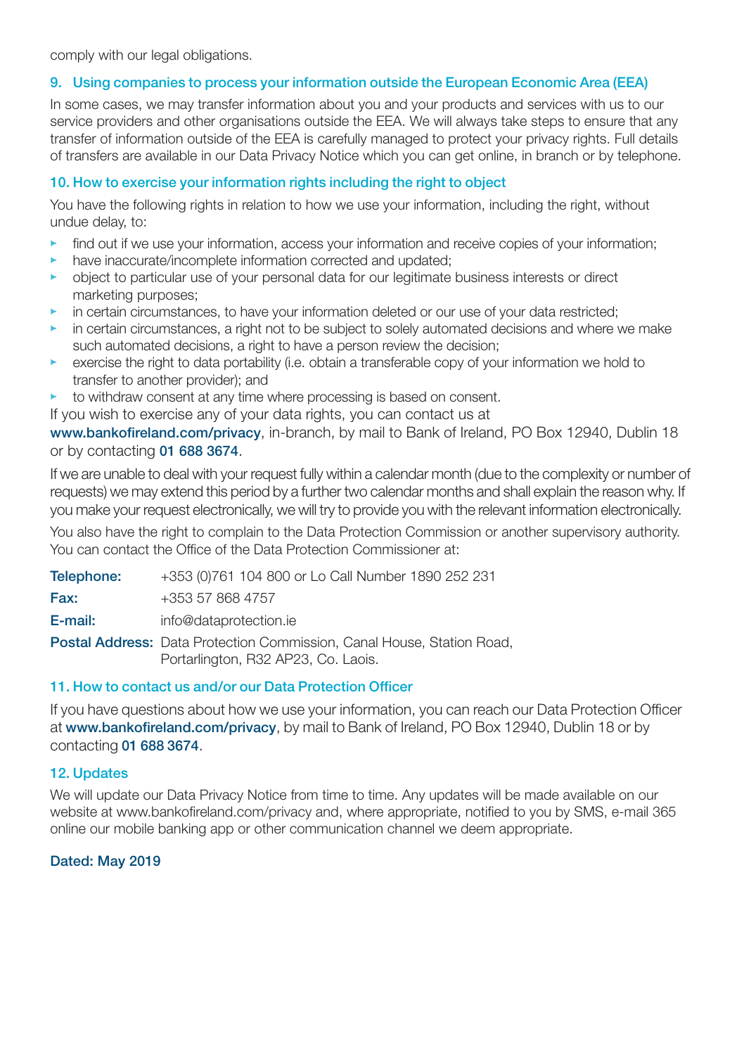comply with our legal obligations.

## 9. Using companies to process your information outside the European Economic Area (EEA)

In some cases, we may transfer information about you and your products and services with us to our service providers and other organisations outside the EEA. We will always take steps to ensure that any transfer of information outside of the EEA is carefully managed to protect your privacy rights. Full details of transfers are available in our Data Privacy Notice which you can get online, in branch or by telephone.

## 10. How to exercise your information rights including the right to object

You have the following rights in relation to how we use your information, including the right, without undue delay, to:

- find out if we use your information, access your information and receive copies of your information;
- have inaccurate/incomplete information corrected and updated;
- object to particular use of your personal data for our legitimate business interests or direct marketing purposes;
- in certain circumstances, to have your information deleted or our use of your data restricted;
- in certain circumstances, a right not to be subject to solely automated decisions and where we make such automated decisions, a right to have a person review the decision;
- exercise the right to data portability (i.e. obtain a transferable copy of your information we hold to transfer to another provider); and
- to withdraw consent at any time where processing is based on consent.

If you wish to exercise any of your data rights, you can contact us at **www.bankofireland.com/privacy**, in-branch, by mail to Bank of Ireland, PO Box 12940, Dublin 18 or by contacting **01 688 3674**.

If we are unable to deal with your request fully within a calendar month (due to the complexity or number of requests) we may extend this period by a further two calendar months and shall explain the reason why. If you make your request electronically, we will try to provide you with the relevant information electronically.

You also have the right to complain to the Data Protection Commission or another supervisory authority. You can contact the Office of the Data Protection Commissioner at:

**Telephone:** +353 (0)761 104 800 or Lo Call Number 1890 252 231

**Fax:** +353 57 868 4757

**E-mail:** info@dataprotection.ie

**Postal Address:** Data Protection Commission, Canal House, Station Road, Portarlington, R32 AP23, Co. Laois.

## 11. How to contact us and/or our Data Protection Officer

If you have questions about how we use your information, you can reach our Data Protection Officer at **www.bankofireland.com/privacy**, by mail to Bank of Ireland, PO Box 12940, Dublin 18 or by contacting **01 688 3674**.

## 12. Updates

We will update our Data Privacy Notice from time to time. Any updates will be made available on our website at www.bankofireland.com/privacy and, where appropriate, notified to you by SMS, e-mail 365 online our mobile banking app or other communication channel we deem appropriate.

**Dated: May 2019**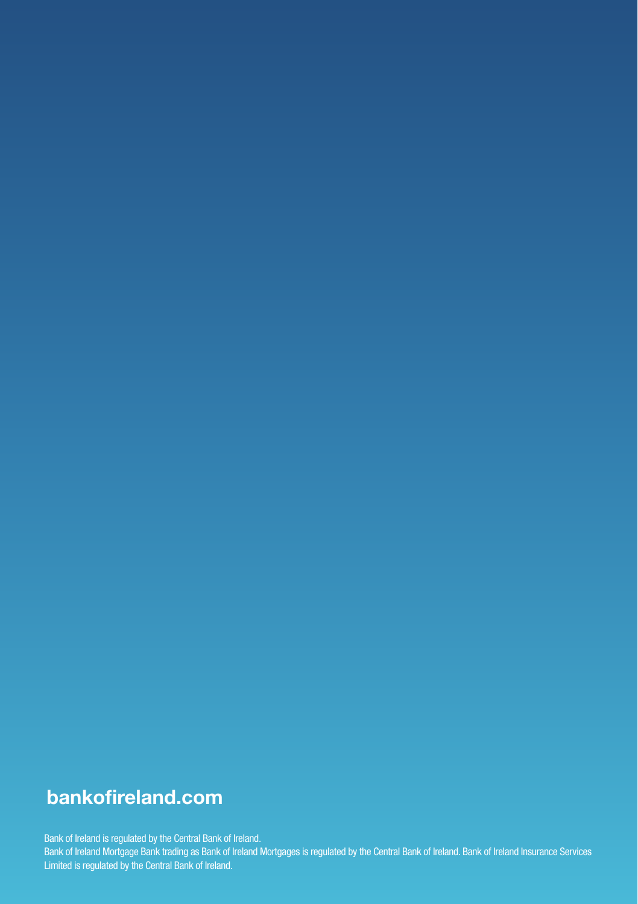**bankofireland.com**

Bank of Ireland is regulated by the Central Bank of Ireland.
Bank of Ireland Mortgage Bank trading as Bank of Ireland Mortgages is regulated by the Central Bank of Ireland. Bank of Ireland Insurance Services Limited is regulated by the Central Bank of Ireland.